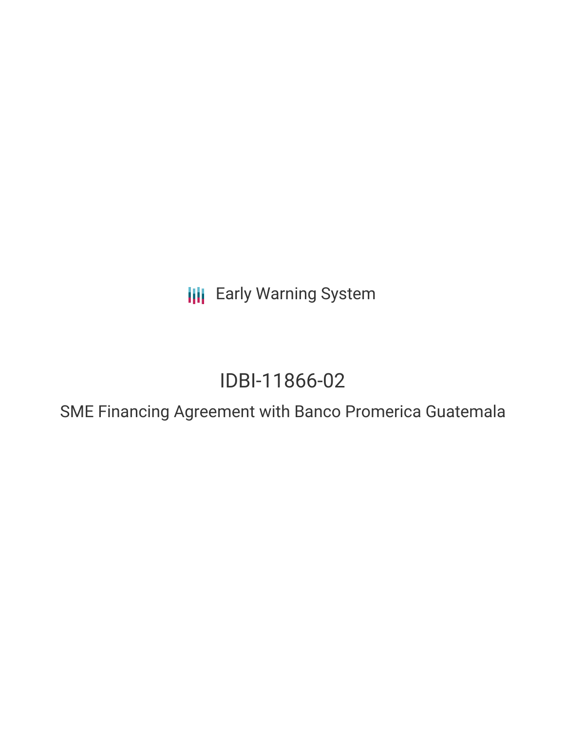Early Warning System

# IDBI-11866-02

## SME Financing Agreement with Banco Promerica Guatemala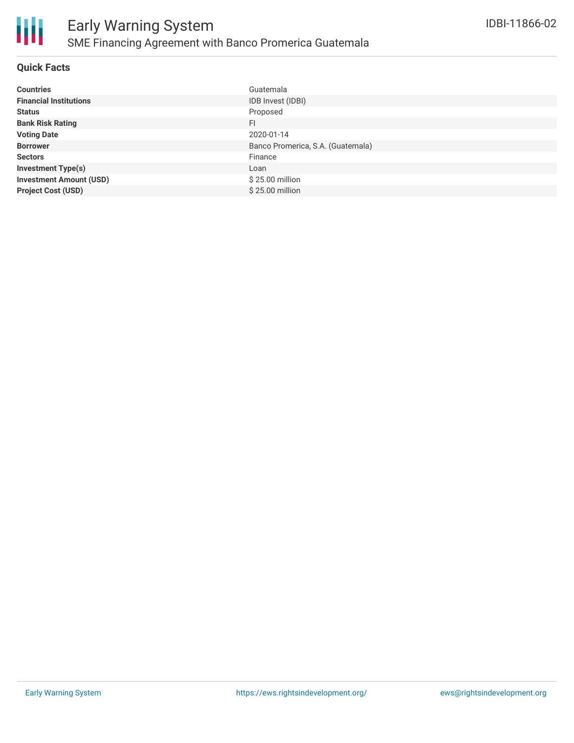# Early Warning System

## SME Financing Agreement with Banco Promerica Guatemala

IDBI-11866-02

### Quick Facts

| | |
|---|---|
| **Countries** | Guatemala |
| **Financial Institutions** | IDB Invest (IDBI) |
| **Status** | Proposed |
| **Bank Risk Rating** | FI |
| **Voting Date** | 2020-01-14 |
| **Borrower** | Banco Promerica, S.A. (Guatemala) |
| **Sectors** | Finance |
| **Investment Type(s)** | Loan |
| **Investment Amount (USD)** | $ 25.00 million |
| **Project Cost (USD)** | $ 25.00 million |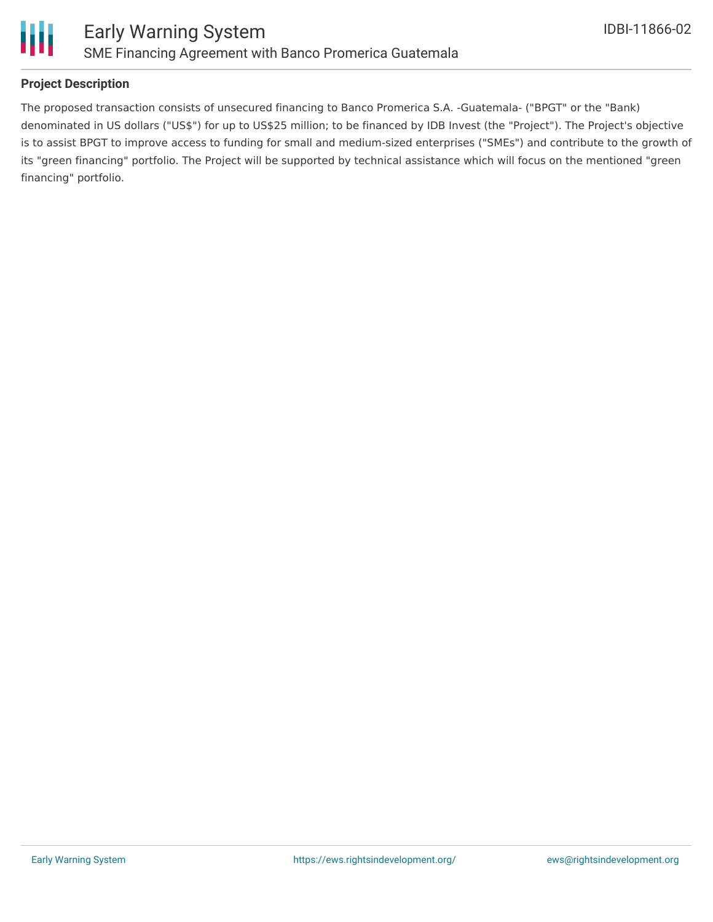## Project Description

The proposed transaction consists of unsecured financing to Banco Promerica S.A. -Guatemala- ("BPGT" or the "Bank) denominated in US dollars ("US$") for up to US$25 million; to be financed by IDB Invest (the "Project"). The Project's objective is to assist BPGT to improve access to funding for small and medium-sized enterprises ("SMEs") and contribute to the growth of its "green financing" portfolio. The Project will be supported by technical assistance which will focus on the mentioned "green financing" portfolio.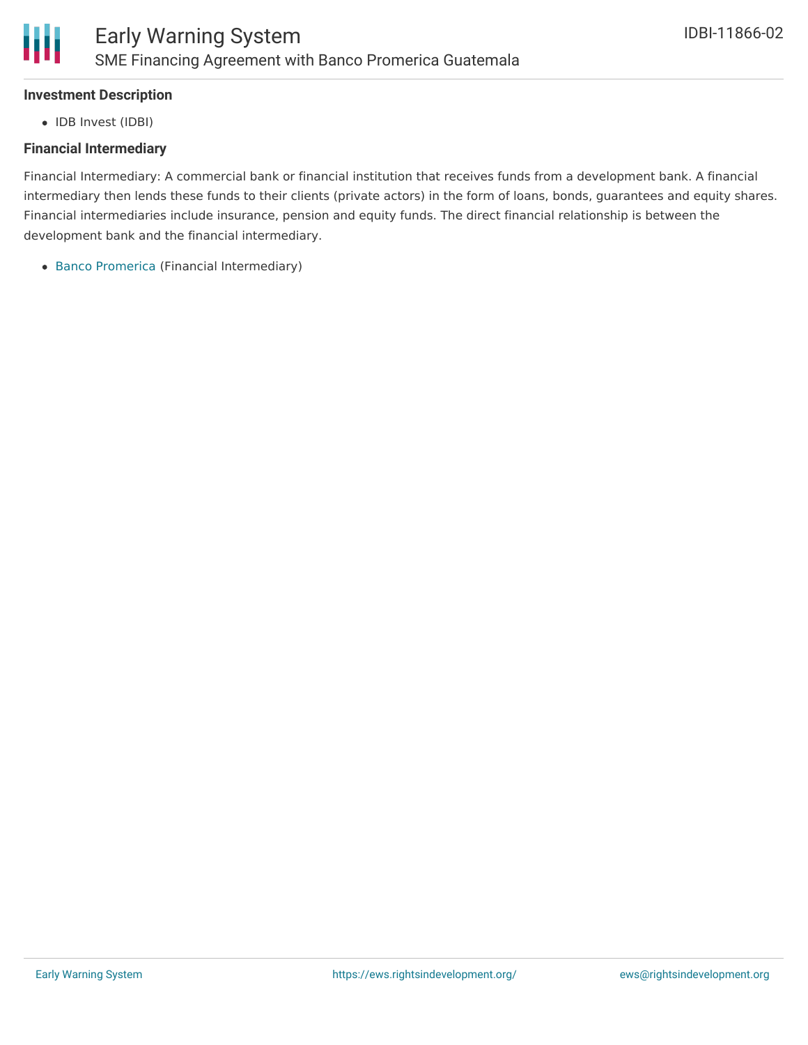**Investment Description**

- IDB Invest (IDBI)

**Financial Intermediary**

Financial Intermediary: A commercial bank or financial institution that receives funds from a development bank. A financial intermediary then lends these funds to their clients (private actors) in the form of loans, bonds, guarantees and equity shares. Financial intermediaries include insurance, pension and equity funds. The direct financial relationship is between the development bank and the financial intermediary.

- Banco Promerica (Financial Intermediary)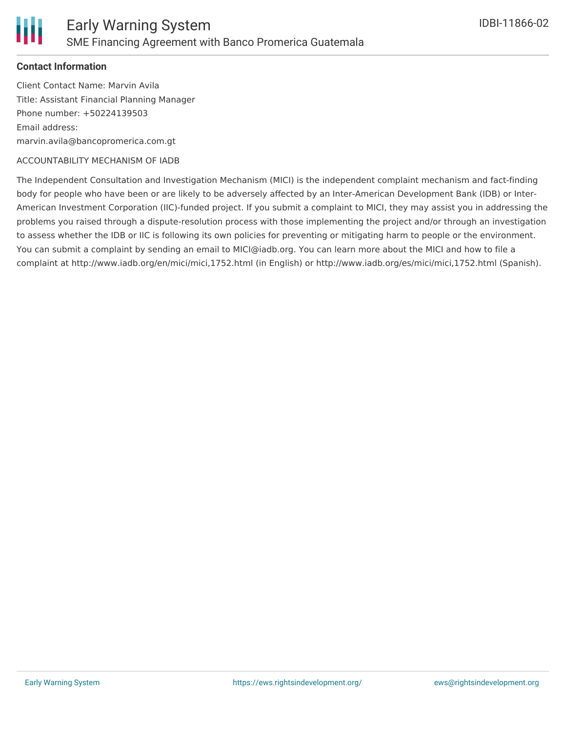### Contact Information

Client Contact Name: Marvin Avila
Title: Assistant Financial Planning Manager
Phone number: +50224139503
Email address:
marvin.avila@bancopromerica.com.gt

ACCOUNTABILITY MECHANISM OF IADB

The Independent Consultation and Investigation Mechanism (MICI) is the independent complaint mechanism and fact-finding body for people who have been or are likely to be adversely affected by an Inter-American Development Bank (IDB) or Inter-American Investment Corporation (IIC)-funded project. If you submit a complaint to MICI, they may assist you in addressing the problems you raised through a dispute-resolution process with those implementing the project and/or through an investigation to assess whether the IDB or IIC is following its own policies for preventing or mitigating harm to people or the environment. You can submit a complaint by sending an email to MICI@iadb.org. You can learn more about the MICI and how to file a complaint at http://www.iadb.org/en/mici/mici,1752.html (in English) or http://www.iadb.org/es/mici/mici,1752.html (Spanish).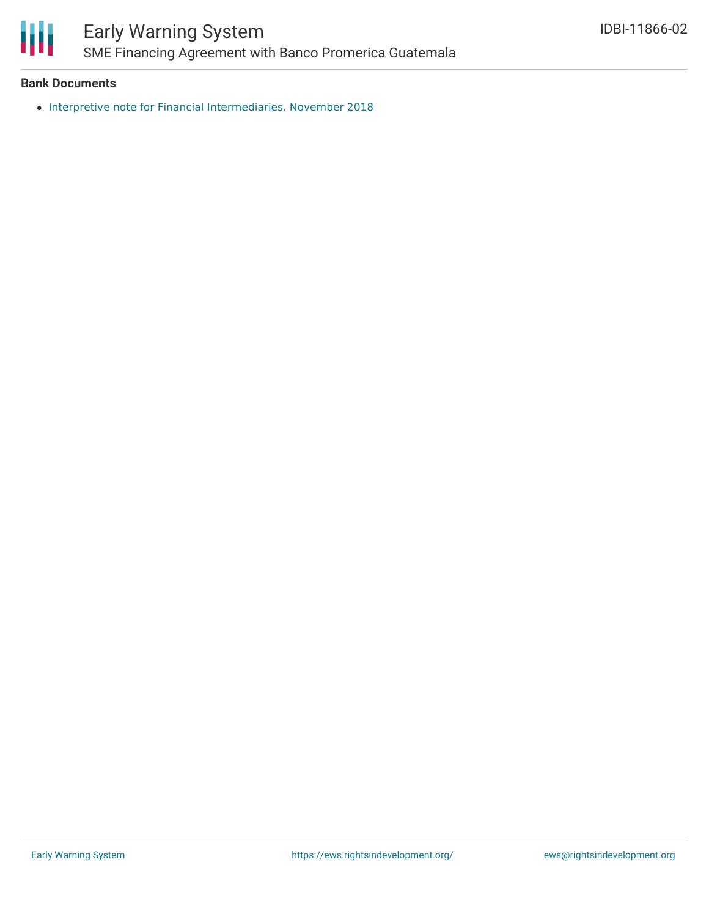**Bank Documents**

- Interpretive note for Financial Intermediaries. November 2018